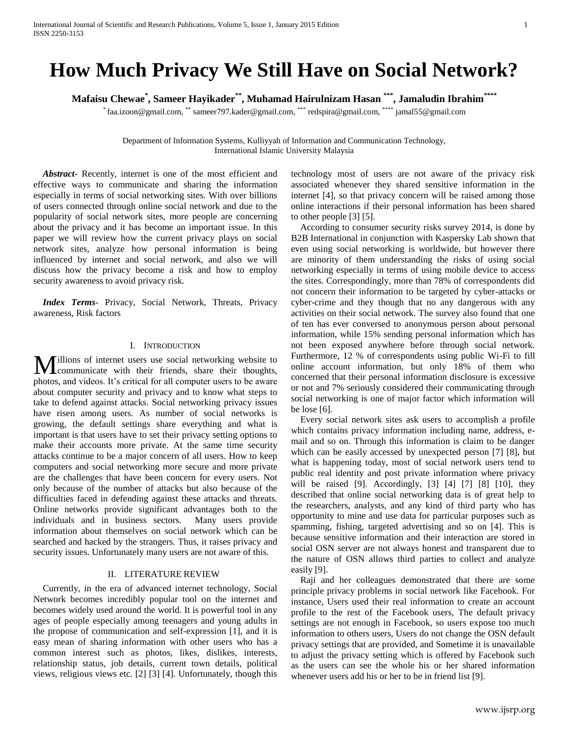# How Much Privacy We Still Have on Social Network?

**Mafaisu Chewae[*], Sameer Hayikader[**], Muhamad Hairulnizam Hasan [***], Jamaludin Ibrahim[****]**

[*] faa.izoon@gmail.com, [**] sameer797.kader@gmail.com, [***] redspira@gmail.com, [****] jamal55@gmail.com

Department of Information Systems, Kulliyyah of Information and Communication Technology, International Islamic University Malaysia

***Abstract-*** Recently, internet is one of the most efficient and effective ways to communicate and sharing the information especially in terms of social networking sites. With over billions of users connected through online social network and due to the popularity of social network sites, more people are concerning about the privacy and it has become an important issue. In this paper we will review how the current privacy plays on social network sites, analyze how personal information is being influenced by internet and social network, and also we will discuss how the privacy become a risk and how to employ security awareness to avoid privacy risk.

***Index Terms-*** Privacy, Social Network, Threats, Privacy awareness, Risk factors

## I. Introduction

Millions of internet users use social networking website to communicate with their friends, share their thoughts, photos, and videos. It's critical for all computer users to be aware about computer security and privacy and to know what steps to take to defend against attacks. Social networking privacy issues have risen among users. As number of social networks is growing, the default settings share everything and what is important is that users have to set their privacy setting options to make their accounts more private. At the same time security attacks continue to be a major concern of all users. How to keep computers and social networking more secure and more private are the challenges that have been concern for every users. Not only because of the number of attacks but also because of the difficulties faced in defending against these attacks and threats. Online networks provide significant advantages both to the individuals and in business sectors. Many users provide information about themselves on social network which can be searched and hacked by the strangers. Thus, it raises privacy and security issues. Unfortunately many users are not aware of this.

## II. Literature Review

Currently, in the era of advanced internet technology, Social Network becomes incredibly popular tool on the internet and becomes widely used around the world. It is powerful tool in any ages of people especially among teenagers and young adults in the propose of communication and self-expression [1], and it is easy mean of sharing information with other users who has a common interest such as photos, likes, dislikes, interests, relationship status, job details, current town details, political views, religious views etc. [2] [3] [4]. Unfortunately, though this technology most of users are not aware of the privacy risk associated whenever they shared sensitive information in the internet [4], so that privacy concern will be raised among those online interactions if their personal information has been shared to other people [3] [5].

According to consumer security risks survey 2014, is done by B2B International in conjunction with Kaspersky Lab shown that even using social networking is worldwide, but however there are minority of them understanding the risks of using social networking especially in terms of using mobile device to access the sites. Correspondingly, more than 78% of correspondents did not concern their information to be targeted by cyber-attacks or cyber-crime and they though that no any dangerous with any activities on their social network. The survey also found that one of ten has ever conversed to anonymous person about personal information, while 15% sending personal information which has not been exposed anywhere before through social network. Furthermore, 12 % of correspondents using public Wi-Fi to fill online account information, but only 18% of them who concerned that their personal information disclosure is excessive or not and 7% seriously considered their communicating through social networking is one of major factor which information will be lose [6].

Every social network sites ask users to accomplish a profile which contains privacy information including name, address, e-mail and so on. Through this information is claim to be danger which can be easily accessed by unexpected person [7] [8], but what is happening today, most of social network users tend to public real identity and post private information where privacy will be raised [9]. Accordingly, [3] [4] [7] [8] [10], they described that online social networking data is of great help to the researchers, analysts, and any kind of third party who has opportunity to mine and use data for particular purposes such as spamming, fishing, targeted advertising and so on [4]. This is because sensitive information and their interaction are stored in social OSN server are not always honest and transparent due to the nature of OSN allows third parties to collect and analyze easily [9].

Raji and her colleagues demonstrated that there are some principle privacy problems in social network like Facebook. For instance, Users used their real information to create an account profile to the rest of the Facebook users, The default privacy settings are not enough in Facebook, so users expose too much information to others users, Users do not change the OSN default privacy settings that are provided, and Sometime it is unavailable to adjust the privacy setting which is offered by Facebook such as the users can see the whole his or her shared information whenever users add his or her to be in friend list [9].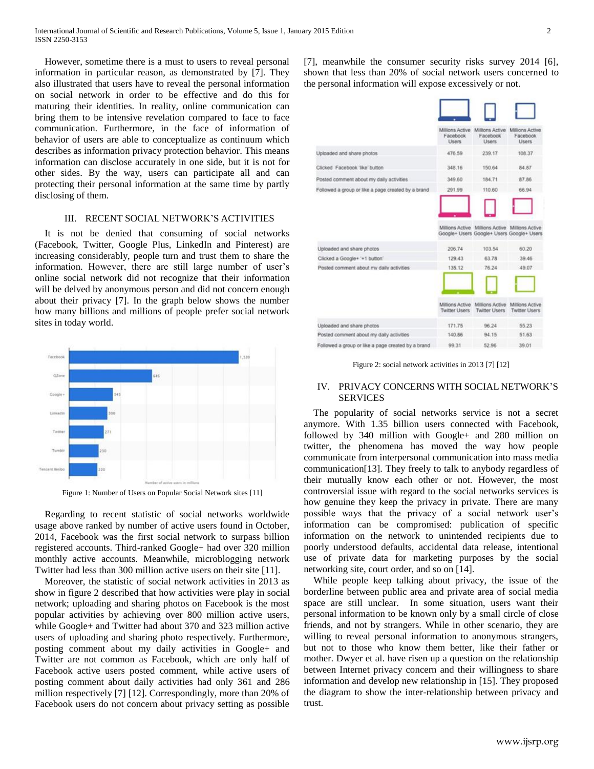However, sometime there is a must to users to reveal personal information in particular reason, as demonstrated by [7]. They also illustrated that users have to reveal the personal information on social network in order to be effective and do this for maturing their identities. In reality, online communication can bring them to be intensive revelation compared to face to face communication. Furthermore, in the face of information of behavior of users are able to conceptualize as continuum which describes as information privacy protection behavior. This means information can disclose accurately in one side, but it is not for other sides. By the way, users can participate all and can protecting their personal information at the same time by partly disclosing of them.

## III. RECENT SOCIAL NETWORK'S ACTIVITIES

It is not be denied that consuming of social networks (Facebook, Twitter, Google Plus, LinkedIn and Pinterest) are increasing considerably, people turn and trust them to share the information. However, there are still large number of user's online social network did not recognize that their information will be delved by anonymous person and did not concern enough about their privacy [7]. In the graph below shows the number how many billions and millions of people prefer social network sites in today world.

| Social network | Number of active users in millions |
|---|---|
| Facebook | 1,320 |
| QZone | 645 |
| Google+ | 343 |
| LinkedIn | 300 |
| Twitter | 271 |
| Tumblr | 230 |
| Tencent Weibo | 220 |

Figure 1: Number of Users on Popular Social Network sites [11]

Regarding to recent statistic of social networks worldwide usage above ranked by number of active users found in October, 2014, Facebook was the first social network to surpass billion registered accounts. Third-ranked Google+ had over 320 million monthly active accounts. Meanwhile, microblogging network Twitter had less than 300 million active users on their site [11].

Moreover, the statistic of social network activities in 2013 as show in figure 2 described that how activities were play in social network; uploading and sharing photos on Facebook is the most popular activities by achieving over 800 million active users, while Google+ and Twitter had about 370 and 323 million active users of uploading and sharing photo respectively. Furthermore, posting comment about my daily activities in Google+ and Twitter are not common as Facebook, which are only half of Facebook active users posted comment, while active users of posting comment about daily activities had only 361 and 286 million respectively [7] [12]. Correspondingly, more than 20% of Facebook users do not concern about privacy setting as possible [7], meanwhile the consumer security risks survey 2014 [6], shown that less than 20% of social network users concerned to the personal information will expose excessively or not.

| | Millions Active Facebook Users (Laptop) | Millions Active Facebook Users (Phone) | Millions Active Facebook Users (Tablet) |
|---|---|---|---|
| Uploaded and share photos | 476.59 | 239.17 | 108.37 |
| Clicked Facebook 'like' button | 348.16 | 150.64 | 84.87 |
| Posted comment about my daily activities | 349.60 | 184.71 | 87.86 |
| Followed a group or like a page created by a brand | 291.99 | 110.60 | 66.94 |

| | Millions Active Google+ Users (Laptop) | Millions Active Google+ Users (Phone) | Millions Active Google+ Users (Tablet) |
|---|---|---|---|
| Uploaded and share photos | 206.74 | 103.54 | 60.20 |
| Clicked a Google+ '+1 button' | 129.43 | 63.78 | 39.46 |
| Posted comment about my daily activities | 135.12 | 76.24 | 49.07 |

| | Millions Active Twitter Users (Laptop) | Millions Active Twitter Users (Phone) | Millions Active Twitter Users (Tablet) |
|---|---|---|---|
| Uploaded and share photos | 171.75 | 96.24 | 55.23 |
| Posted comment about my daily activities | 140.86 | 94.15 | 51.63 |
| Followed a group or like a page created by a brand | 99.31 | 52.96 | 39.01 |

Figure 2: social network activities in 2013 [7] [12]

## IV. PRIVACY CONCERNS WITH SOCIAL NETWORK'S SERVICES

The popularity of social networks service is not a secret anymore. With 1.35 billion users connected with Facebook, followed by 340 million with Google+ and 280 million on twitter, the phenomena has moved the way how people communicate from interpersonal communication into mass media communication[13]. They freely to talk to anybody regardless of their mutually know each other or not. However, the most controversial issue with regard to the social networks services is how genuine they keep the privacy in private. There are many possible ways that the privacy of a social network user's information can be compromised: publication of specific information on the network to unintended recipients due to poorly understood defaults, accidental data release, intentional use of private data for marketing purposes by the social networking site, court order, and so on [14].

While people keep talking about privacy, the issue of the borderline between public area and private area of social media space are still unclear. In some situation, users want their personal information to be known only by a small circle of close friends, and not by strangers. While in other scenario, they are willing to reveal personal information to anonymous strangers, but not to those who know them better, like their father or mother. Dwyer et al. have risen up a question on the relationship between Internet privacy concern and their willingness to share information and develop new relationship in [15]. They proposed the diagram to show the inter-relationship between privacy and trust.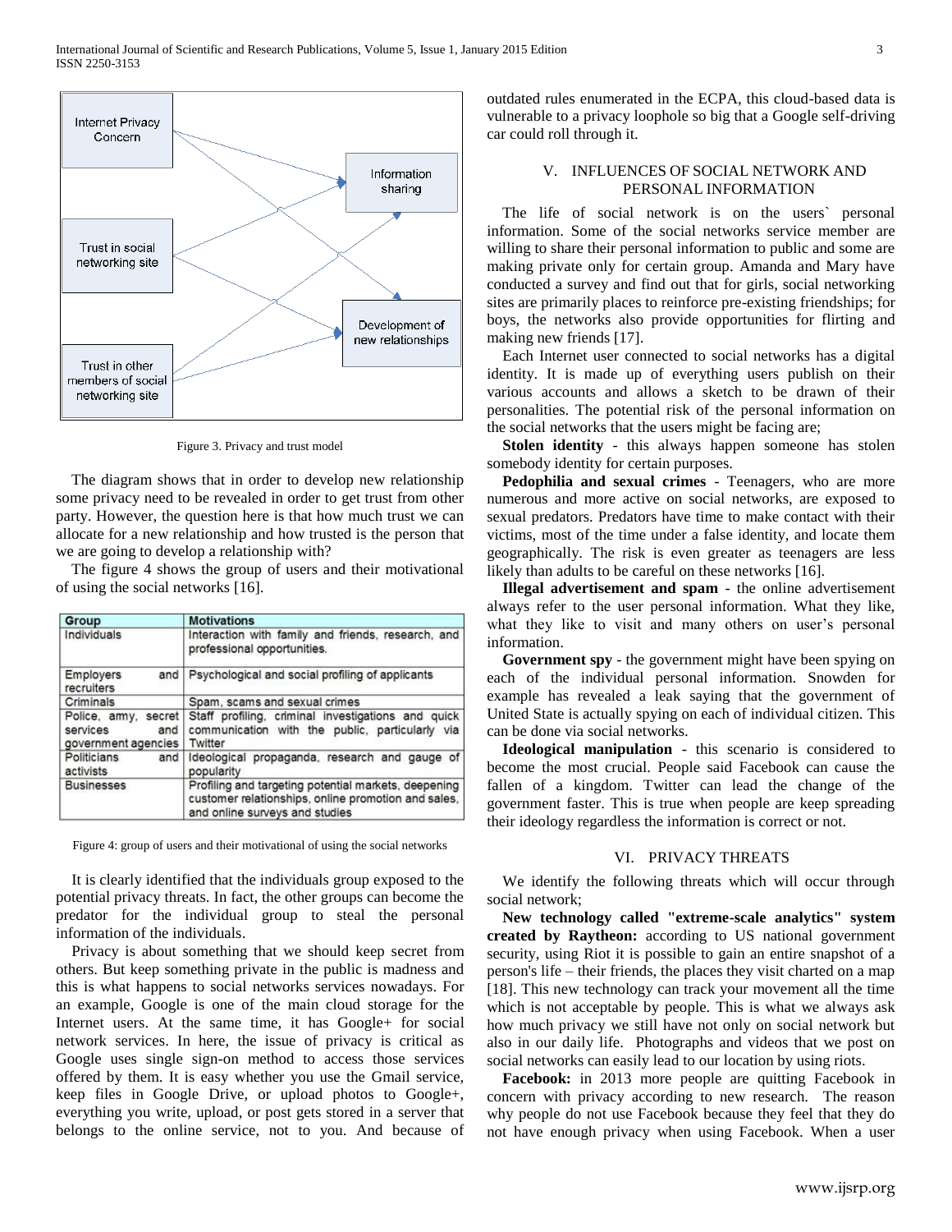Figure 3. Privacy and trust model

The diagram shows that in order to develop new relationship some privacy need to be revealed in order to get trust from other party. However, the question here is that how much trust we can allocate for a new relationship and how trusted is the person that we are going to develop a relationship with?

The figure 4 shows the group of users and their motivational of using the social networks [16].

| Group | Motivations |
|---|---|
| Individuals | Interaction with family and friends, research, and professional opportunities. |
| Employers and recruiters | Psychological and social profiling of applicants |
| Criminals | Spam, scams and sexual crimes |
| Police, army, secret services and government agencies | Staff profiling, criminal investigations and quick communication with the public, particularly via Twitter |
| Politicians and activists | Ideological propaganda, research and gauge of popularity |
| Businesses | Profiling and targeting potential markets, deepening customer relationships, online promotion and sales, and online surveys and studies |

Figure 4: group of users and their motivational of using the social networks

It is clearly identified that the individuals group exposed to the potential privacy threats. In fact, the other groups can become the predator for the individual group to steal the personal information of the individuals.

Privacy is about something that we should keep secret from others. But keep something private in the public is madness and this is what happens to social networks services nowadays. For an example, Google is one of the main cloud storage for the Internet users. At the same time, it has Google+ for social network services. In here, the issue of privacy is critical as Google uses single sign-on method to access those services offered by them. It is easy whether you use the Gmail service, keep files in Google Drive, or upload photos to Google+, everything you write, upload, or post gets stored in a server that belongs to the online service, not to you. And because of outdated rules enumerated in the ECPA, this cloud-based data is vulnerable to a privacy loophole so big that a Google self-driving car could roll through it.

## V. Influences of Social Network and Personal Information

The life of social network is on the users` personal information. Some of the social networks service member are willing to share their personal information to public and some are making private only for certain group. Amanda and Mary have conducted a survey and find out that for girls, social networking sites are primarily places to reinforce pre-existing friendships; for boys, the networks also provide opportunities for flirting and making new friends [17].

Each Internet user connected to social networks has a digital identity. It is made up of everything users publish on their various accounts and allows a sketch to be drawn of their personalities. The potential risk of the personal information on the social networks that the users might be facing are;

**Stolen identity** - this always happen someone has stolen somebody identity for certain purposes.

**Pedophilia and sexual crimes** - Teenagers, who are more numerous and more active on social networks, are exposed to sexual predators. Predators have time to make contact with their victims, most of the time under a false identity, and locate them geographically. The risk is even greater as teenagers are less likely than adults to be careful on these networks [16].

**Illegal advertisement and spam** - the online advertisement always refer to the user personal information. What they like, what they like to visit and many others on user's personal information.

**Government spy** - the government might have been spying on each of the individual personal information. Snowden for example has revealed a leak saying that the government of United State is actually spying on each of individual citizen. This can be done via social networks.

**Ideological manipulation** - this scenario is considered to become the most crucial. People said Facebook can cause the fallen of a kingdom. Twitter can lead the change of the government faster. This is true when people are keep spreading their ideology regardless the information is correct or not.

## VI. Privacy Threats

We identify the following threats which will occur through social network;

**New technology called "extreme-scale analytics" system created by Raytheon:** according to US national government security, using Riot it is possible to gain an entire snapshot of a person's life – their friends, the places they visit charted on a map [18]. This new technology can track your movement all the time which is not acceptable by people. This is what we always ask how much privacy we still have not only on social network but also in our daily life. Photographs and videos that we post on social networks can easily lead to our location by using riots.

**Facebook:** in 2013 more people are quitting Facebook in concern with privacy according to new research. The reason why people do not use Facebook because they feel that they do not have enough privacy when using Facebook. When a user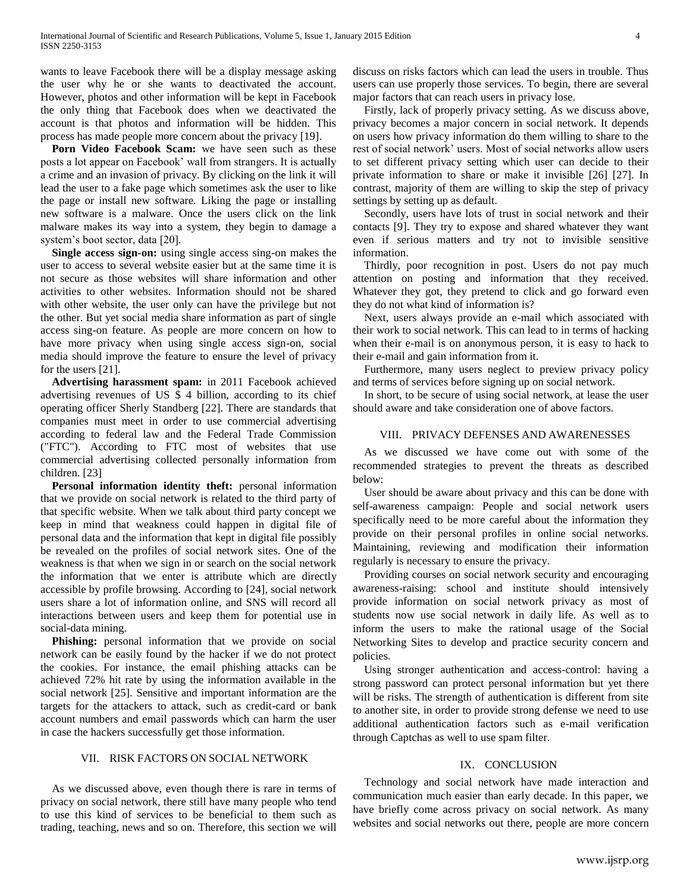wants to leave Facebook there will be a display message asking the user why he or she wants to deactivated the account. However, photos and other information will be kept in Facebook the only thing that Facebook does when we deactivated the account is that photos and information will be hidden. This process has made people more concern about the privacy [19].

**Porn Video Facebook Scam:** we have seen such as these posts a lot appear on Facebook' wall from strangers. It is actually a crime and an invasion of privacy. By clicking on the link it will lead the user to a fake page which sometimes ask the user to like the page or install new software. Liking the page or installing new software is a malware. Once the users click on the link malware makes its way into a system, they begin to damage a system's boot sector, data [20].

**Single access sign-on:** using single access sing-on makes the user to access to several website easier but at the same time it is not secure as those websites will share information and other activities to other websites. Information should not be shared with other website, the user only can have the privilege but not the other. But yet social media share information as part of single access sing-on feature. As people are more concern on how to have more privacy when using single access sign-on, social media should improve the feature to ensure the level of privacy for the users [21].

**Advertising harassment spam:** in 2011 Facebook achieved advertising revenues of US $ 4 billion, according to its chief operating officer Sherly Standberg [22]. There are standards that companies must meet in order to use commercial advertising according to federal law and the Federal Trade Commission ("FTC"). According to FTC most of websites that use commercial advertising collected personally information from children. [23]

**Personal information identity theft:** personal information that we provide on social network is related to the third party of that specific website. When we talk about third party concept we keep in mind that weakness could happen in digital file of personal data and the information that kept in digital file possibly be revealed on the profiles of social network sites. One of the weakness is that when we sign in or search on the social network the information that we enter is attribute which are directly accessible by profile browsing. According to [24], social network users share a lot of information online, and SNS will record all interactions between users and keep them for potential use in social-data mining.

**Phishing:** personal information that we provide on social network can be easily found by the hacker if we do not protect the cookies. For instance, the email phishing attacks can be achieved 72% hit rate by using the information available in the social network [25]. Sensitive and important information are the targets for the attackers to attack, such as credit-card or bank account numbers and email passwords which can harm the user in case the hackers successfully get those information.

## VII. RISK FACTORS ON SOCIAL NETWORK

As we discussed above, even though there is rare in terms of privacy on social network, there still have many people who tend to use this kind of services to be beneficial to them such as trading, teaching, news and so on. Therefore, this section we will discuss on risks factors which can lead the users in trouble. Thus users can use properly those services. To begin, there are several major factors that can reach users in privacy lose.

Firstly, lack of properly privacy setting. As we discuss above, privacy becomes a major concern in social network. It depends on users how privacy information do them willing to share to the rest of social network' users. Most of social networks allow users to set different privacy setting which user can decide to their private information to share or make it invisible [26] [27]. In contrast, majority of them are willing to skip the step of privacy settings by setting up as default.

Secondly, users have lots of trust in social network and their contacts [9]. They try to expose and shared whatever they want even if serious matters and try not to invisible sensitive information.

Thirdly, poor recognition in post. Users do not pay much attention on posting and information that they received. Whatever they got, they pretend to click and go forward even they do not what kind of information is?

Next, users always provide an e-mail which associated with their work to social network. This can lead to in terms of hacking when their e-mail is on anonymous person, it is easy to hack to their e-mail and gain information from it.

Furthermore, many users neglect to preview privacy policy and terms of services before signing up on social network.

In short, to be secure of using social network, at lease the user should aware and take consideration one of above factors.

## VIII. PRIVACY DEFENSES AND AWARENESSES

As we discussed we have come out with some of the recommended strategies to prevent the threats as described below:

User should be aware about privacy and this can be done with self-awareness campaign: People and social network users specifically need to be more careful about the information they provide on their personal profiles in online social networks. Maintaining, reviewing and modification their information regularly is necessary to ensure the privacy.

Providing courses on social network security and encouraging awareness-raising: school and institute should intensively provide information on social network privacy as most of students now use social network in daily life. As well as to inform the users to make the rational usage of the Social Networking Sites to develop and practice security concern and policies.

Using stronger authentication and access-control: having a strong password can protect personal information but yet there will be risks. The strength of authentication is different from site to another site, in order to provide strong defense we need to use additional authentication factors such as e-mail verification through Captchas as well to use spam filter.

## IX. CONCLUSION

Technology and social network have made interaction and communication much easier than early decade. In this paper, we have briefly come across privacy on social network. As many websites and social networks out there, people are more concern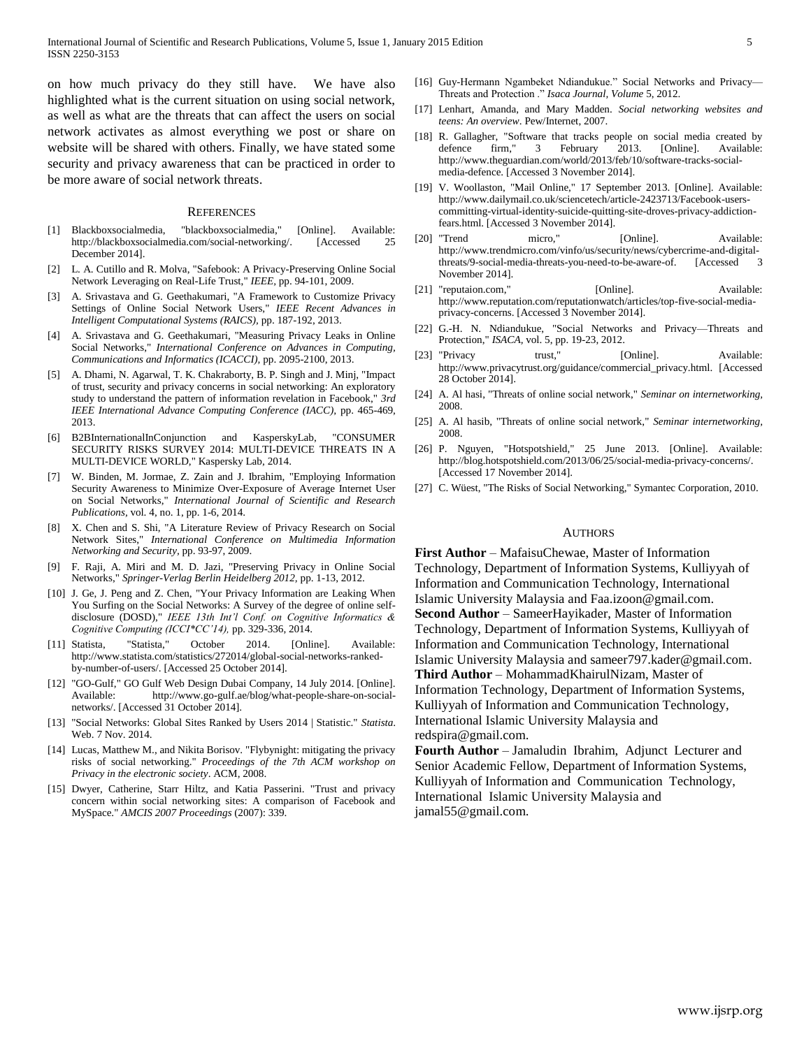on how much privacy do they still have. We have also highlighted what is the current situation on using social network, as well as what are the threats that can affect the users on social network activates as almost everything we post or share on website will be shared with others. Finally, we have stated some security and privacy awareness that can be practiced in order to be more aware of social network threats.

## References

[1] Blackboxsocialmedia, "blackboxsocialmedia," [Online]. Available: http://blackboxsocialmedia.com/social-networking/. [Accessed 25 December 2014].

[2] L. A. Cutillo and R. Molva, "Safebook: A Privacy-Preserving Online Social Network Leveraging on Real-Life Trust," *IEEE*, pp. 94-101, 2009.

[3] A. Srivastava and G. Geethakumari, "A Framework to Customize Privacy Settings of Online Social Network Users," *IEEE Recent Advances in Intelligent Computational Systems (RAICS)*, pp. 187-192, 2013.

[4] A. Srivastava and G. Geethakumari, "Measuring Privacy Leaks in Online Social Networks," *International Conference on Advances in Computing, Communications and Informatics (ICACCI)*, pp. 2095-2100, 2013.

[5] A. Dhami, N. Agarwal, T. K. Chakraborty, B. P. Singh and J. Minj, "Impact of trust, security and privacy concerns in social networking: An exploratory study to understand the pattern of information revelation in Facebook," *3rd IEEE International Advance Computing Conference (IACC)*, pp. 465-469, 2013.

[6] B2BInternationalInConjunction and KasperskyLab, "CONSUMER SECURITY RISKS SURVEY 2014: MULTI-DEVICE THREATS IN A MULTI-DEVICE WORLD," Kaspersky Lab, 2014.

[7] W. Binden, M. Jormae, Z. Zain and J. Ibrahim, "Employing Information Security Awareness to Minimize Over-Exposure of Average Internet User on Social Networks," *International Journal of Scientific and Research Publications*, vol. 4, no. 1, pp. 1-6, 2014.

[8] X. Chen and S. Shi, "A Literature Review of Privacy Research on Social Network Sites," *International Conference on Multimedia Information Networking and Security*, pp. 93-97, 2009.

[9] F. Raji, A. Miri and M. D. Jazi, "Preserving Privacy in Online Social Networks," *Springer-Verlag Berlin Heidelberg 2012*, pp. 1-13, 2012.

[10] J. Ge, J. Peng and Z. Chen, "Your Privacy Information are Leaking When You Surfing on the Social Networks: A Survey of the degree of online self-disclosure (DOSD)," *IEEE 13th Int'l Conf. on Cognitive Informatics & Cognitive Computing (ICCI\*CC'14)*, pp. 329-336, 2014.

[11] Statista, "Statista," October 2014. [Online]. Available: http://www.statista.com/statistics/272014/global-social-networks-ranked-by-number-of-users/. [Accessed 25 October 2014].

[12] "GO-Gulf," GO Gulf Web Design Dubai Company, 14 July 2014. [Online]. Available: http://www.go-gulf.ae/blog/what-people-share-on-social-networks/. [Accessed 31 October 2014].

[13] "Social Networks: Global Sites Ranked by Users 2014 | Statistic." *Statista*. Web. 7 Nov. 2014.

[14] Lucas, Matthew M., and Nikita Borisov. "Flybynight: mitigating the privacy risks of social networking." *Proceedings of the 7th ACM workshop on Privacy in the electronic society*. ACM, 2008.

[15] Dwyer, Catherine, Starr Hiltz, and Katia Passerini. "Trust and privacy concern within social networking sites: A comparison of Facebook and MySpace." *AMCIS 2007 Proceedings* (2007): 339.

[16] Guy-Hermann Ngambeket Ndiandukue." Social Networks and Privacy— Threats and Protection ." *Isaca Journal, Volume* 5, 2012.

[17] Lenhart, Amanda, and Mary Madden. *Social networking websites and teens: An overview*. Pew/Internet, 2007.

[18] R. Gallagher, "Software that tracks people on social media created by defence firm," 3 February 2013. [Online]. Available: http://www.theguardian.com/world/2013/feb/10/software-tracks-social-media-defence. [Accessed 3 November 2014].

[19] V. Woollaston, "Mail Online," 17 September 2013. [Online]. Available: http://www.dailymail.co.uk/sciencetech/article-2423713/Facebook-users-committing-virtual-identity-suicide-quitting-site-droves-privacy-addiction-fears.html. [Accessed 3 November 2014].

[20] "Trend micro," [Online]. Available: http://www.trendmicro.com/vinfo/us/security/news/cybercrime-and-digital-threats/9-social-media-threats-you-need-to-be-aware-of. [Accessed 3 November 2014].

[21] "reputaion.com," [Online]. Available: http://www.reputation.com/reputationwatch/articles/top-five-social-media-privacy-concerns. [Accessed 3 November 2014].

[22] G.-H. N. Ndiandukue, "Social Networks and Privacy—Threats and Protection," *ISACA*, vol. 5, pp. 19-23, 2012.

[23] "Privacy trust," [Online]. Available: http://www.privacytrust.org/guidance/commercial_privacy.html. [Accessed 28 October 2014].

[24] A. Al hasi, "Threats of online social network," *Seminar on internetworking*, 2008.

[25] A. Al hasib, "Threats of online social network," *Seminar internetworking*, 2008.

[26] P. Nguyen, "Hotspotshield," 25 June 2013. [Online]. Available: http://blog.hotspotshield.com/2013/06/25/social-media-privacy-concerns/. [Accessed 17 November 2014].

[27] C. Wüest, "The Risks of Social Networking," Symantec Corporation, 2010.

## Authors

**First Author** – MafaisuChewae, Master of Information Technology, Department of Information Systems, Kulliyyah of Information and Communication Technology, International Islamic University Malaysia and Faa.izoon@gmail.com.

**Second Author** – SameerHayikader, Master of Information Technology, Department of Information Systems, Kulliyyah of Information and Communication Technology, International Islamic University Malaysia and sameer797.kader@gmail.com.

**Third Author** – MohammadKhairulNizam, Master of Information Technology, Department of Information Systems, Kulliyyah of Information and Communication Technology, International Islamic University Malaysia and redspira@gmail.com.

**Fourth Author** – Jamaludin Ibrahim, Adjunct Lecturer and Senior Academic Fellow, Department of Information Systems, Kulliyyah of Information and Communication Technology, International Islamic University Malaysia and jamal55@gmail.com.